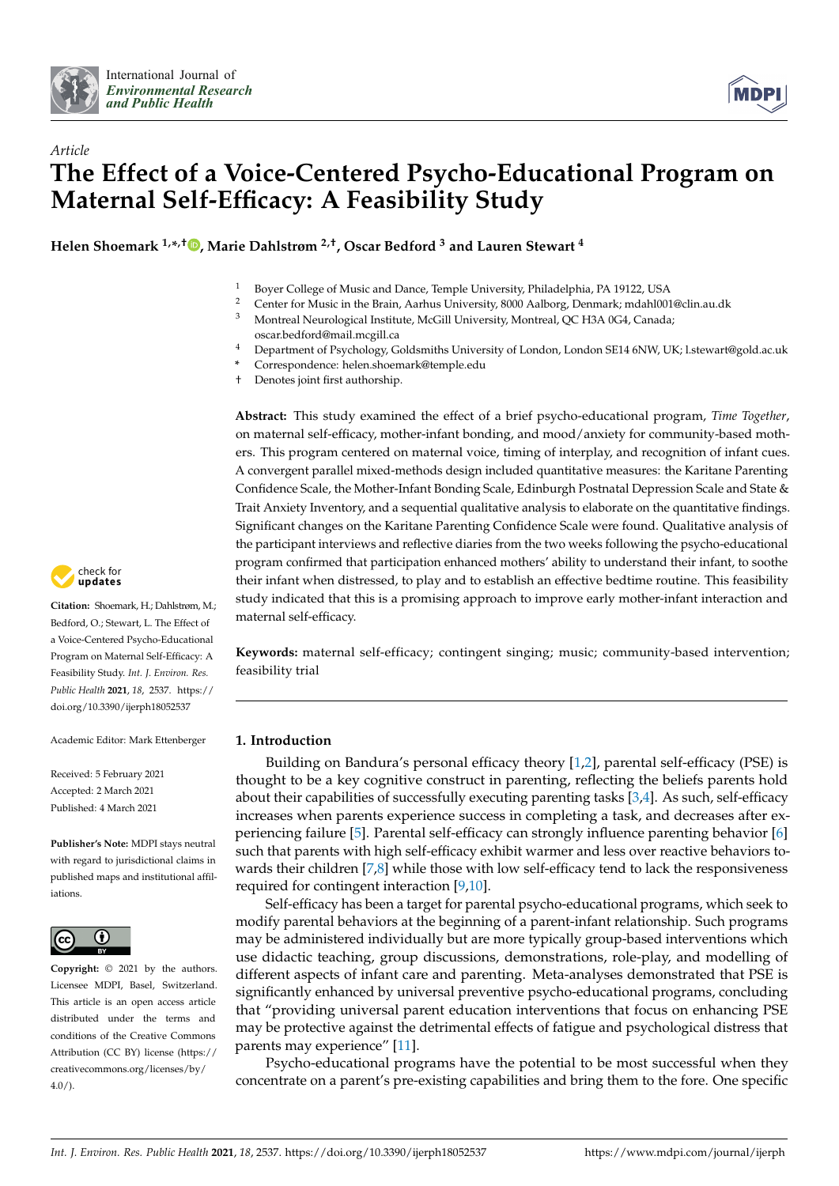*Article*

# The Effect of a Voice-Centered Psycho-Educational Program on Maternal Self-Efficacy: A Feasibility Study

**Helen Shoemark [1,*,†], Marie Dahlstrøm [2,†], Oscar Bedford [3] and Lauren Stewart [4]**

[1] Boyer College of Music and Dance, Temple University, Philadelphia, PA 19122, USA
[2] Center for Music in the Brain, Aarhus University, 8000 Aalborg, Denmark; mdahl001@clin.au.dk
[3] Montreal Neurological Institute, McGill University, Montreal, QC H3A 0G4, Canada; oscar.bedford@mail.mcgill.ca
[4] Department of Psychology, Goldsmiths University of London, London SE14 6NW, UK; l.stewart@gold.ac.uk
* Correspondence: helen.shoemark@temple.edu
† Denotes joint first authorship.

**Abstract:** This study examined the effect of a brief psycho-educational program, *Time Together*, on maternal self-efficacy, mother-infant bonding, and mood/anxiety for community-based mothers. This program centered on maternal voice, timing of interplay, and recognition of infant cues. A convergent parallel mixed-methods design included quantitative measures: the Karitane Parenting Confidence Scale, the Mother-Infant Bonding Scale, Edinburgh Postnatal Depression Scale and State & Trait Anxiety Inventory, and a sequential qualitative analysis to elaborate on the quantitative findings. Significant changes on the Karitane Parenting Confidence Scale were found. Qualitative analysis of the participant interviews and reflective diaries from the two weeks following the psycho-educational program confirmed that participation enhanced mothers' ability to understand their infant, to soothe their infant when distressed, to play and to establish an effective bedtime routine. This feasibility study indicated that this is a promising approach to improve early mother-infant interaction and maternal self-efficacy.

**Keywords:** maternal self-efficacy; contingent singing; music; community-based intervention; feasibility trial

**Citation:** Shoemark, H.; Dahlstrøm, M.; Bedford, O.; Stewart, L. The Effect of a Voice-Centered Psycho-Educational Program on Maternal Self-Efficacy: A Feasibility Study. *Int. J. Environ. Res. Public Health* **2021**, *18*, 2537. https://doi.org/10.3390/ijerph18052537

Academic Editor: Mark Ettenberger

Received: 5 February 2021
Accepted: 2 March 2021
Published: 4 March 2021

**Publisher's Note:** MDPI stays neutral with regard to jurisdictional claims in published maps and institutional affiliations.

**Copyright:** © 2021 by the authors. Licensee MDPI, Basel, Switzerland. This article is an open access article distributed under the terms and conditions of the Creative Commons Attribution (CC BY) license (https://creativecommons.org/licenses/by/4.0/).

## 1. Introduction

Building on Bandura's personal efficacy theory [1,2], parental self-efficacy (PSE) is thought to be a key cognitive construct in parenting, reflecting the beliefs parents hold about their capabilities of successfully executing parenting tasks [3,4]. As such, self-efficacy increases when parents experience success in completing a task, and decreases after experiencing failure [5]. Parental self-efficacy can strongly influence parenting behavior [6] such that parents with high self-efficacy exhibit warmer and less over reactive behaviors towards their children [7,8] while those with low self-efficacy tend to lack the responsiveness required for contingent interaction [9,10].

Self-efficacy has been a target for parental psycho-educational programs, which seek to modify parental behaviors at the beginning of a parent-infant relationship. Such programs may be administered individually but are more typically group-based interventions which use didactic teaching, group discussions, demonstrations, role-play, and modelling of different aspects of infant care and parenting. Meta-analyses demonstrated that PSE is significantly enhanced by universal preventive psycho-educational programs, concluding that "providing universal parent education interventions that focus on enhancing PSE may be protective against the detrimental effects of fatigue and psychological distress that parents may experience" [11].

Psycho-educational programs have the potential to be most successful when they concentrate on a parent's pre-existing capabilities and bring them to the fore. One specific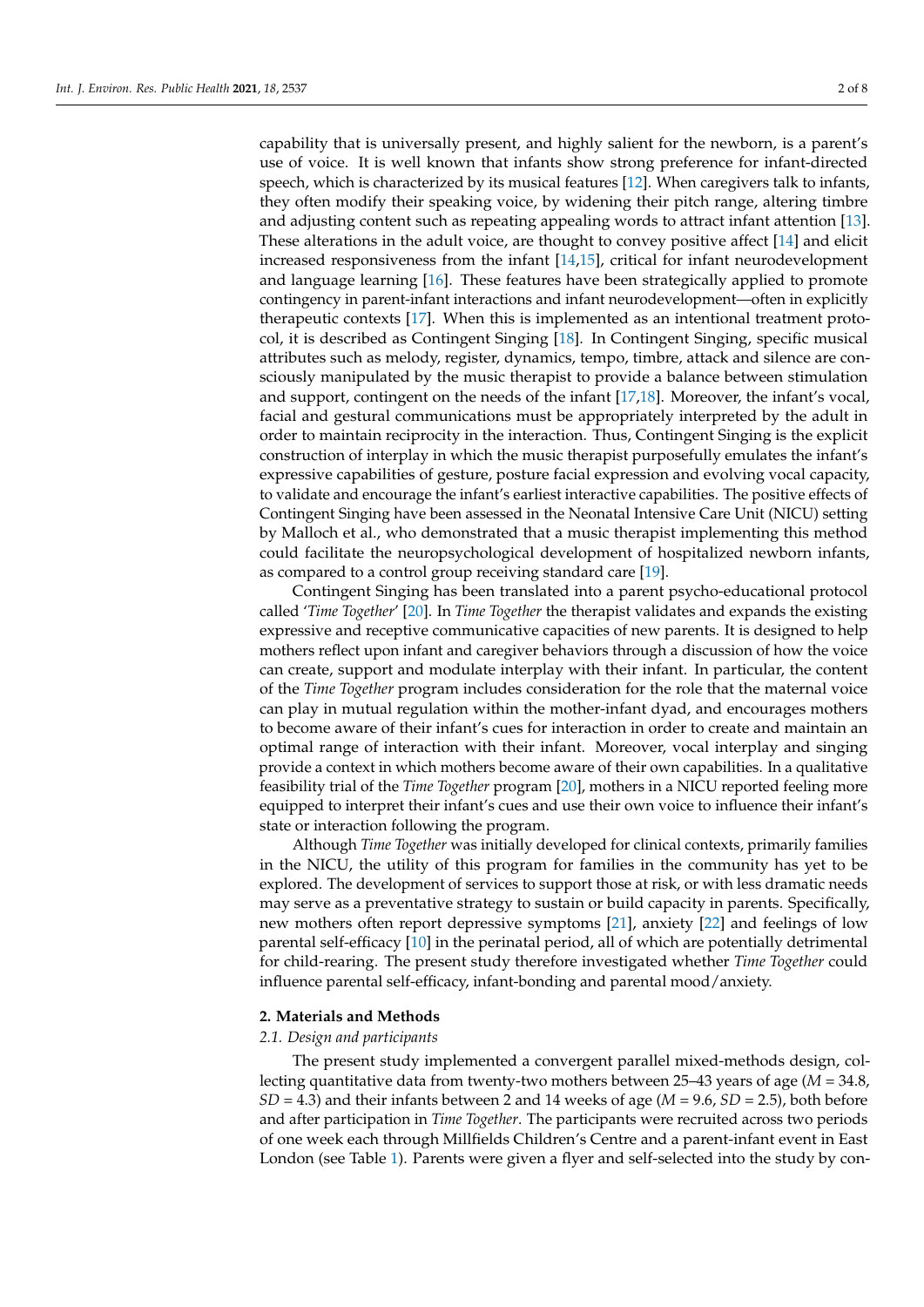capability that is universally present, and highly salient for the newborn, is a parent's use of voice. It is well known that infants show strong preference for infant-directed speech, which is characterized by its musical features [12]. When caregivers talk to infants, they often modify their speaking voice, by widening their pitch range, altering timbre and adjusting content such as repeating appealing words to attract infant attention [13]. These alterations in the adult voice, are thought to convey positive affect [14] and elicit increased responsiveness from the infant [14,15], critical for infant neurodevelopment and language learning [16]. These features have been strategically applied to promote contingency in parent-infant interactions and infant neurodevelopment—often in explicitly therapeutic contexts [17]. When this is implemented as an intentional treatment protocol, it is described as Contingent Singing [18]. In Contingent Singing, specific musical attributes such as melody, register, dynamics, tempo, timbre, attack and silence are consciously manipulated by the music therapist to provide a balance between stimulation and support, contingent on the needs of the infant [17,18]. Moreover, the infant's vocal, facial and gestural communications must be appropriately interpreted by the adult in order to maintain reciprocity in the interaction. Thus, Contingent Singing is the explicit construction of interplay in which the music therapist purposefully emulates the infant's expressive capabilities of gesture, posture facial expression and evolving vocal capacity, to validate and encourage the infant's earliest interactive capabilities. The positive effects of Contingent Singing have been assessed in the Neonatal Intensive Care Unit (NICU) setting by Malloch et al., who demonstrated that a music therapist implementing this method could facilitate the neuropsychological development of hospitalized newborn infants, as compared to a control group receiving standard care [19].

Contingent Singing has been translated into a parent psycho-educational protocol called '*Time Together*' [20]. In *Time Together* the therapist validates and expands the existing expressive and receptive communicative capacities of new parents. It is designed to help mothers reflect upon infant and caregiver behaviors through a discussion of how the voice can create, support and modulate interplay with their infant. In particular, the content of the *Time Together* program includes consideration for the role that the maternal voice can play in mutual regulation within the mother-infant dyad, and encourages mothers to become aware of their infant's cues for interaction in order to create and maintain an optimal range of interaction with their infant. Moreover, vocal interplay and singing provide a context in which mothers become aware of their own capabilities. In a qualitative feasibility trial of the *Time Together* program [20], mothers in a NICU reported feeling more equipped to interpret their infant's cues and use their own voice to influence their infant's state or interaction following the program.

Although *Time Together* was initially developed for clinical contexts, primarily families in the NICU, the utility of this program for families in the community has yet to be explored. The development of services to support those at risk, or with less dramatic needs may serve as a preventative strategy to sustain or build capacity in parents. Specifically, new mothers often report depressive symptoms [21], anxiety [22] and feelings of low parental self-efficacy [10] in the perinatal period, all of which are potentially detrimental for child-rearing. The present study therefore investigated whether *Time Together* could influence parental self-efficacy, infant-bonding and parental mood/anxiety.

## 2. Materials and Methods

### 2.1. Design and participants

The present study implemented a convergent parallel mixed-methods design, collecting quantitative data from twenty-two mothers between 25–43 years of age ($M = 34.8$, $SD = 4.3$) and their infants between 2 and 14 weeks of age ($M = 9.6$, $SD = 2.5$), both before and after participation in *Time Together*. The participants were recruited across two periods of one week each through Millfields Children's Centre and a parent-infant event in East London (see Table 1). Parents were given a flyer and self-selected into the study by con-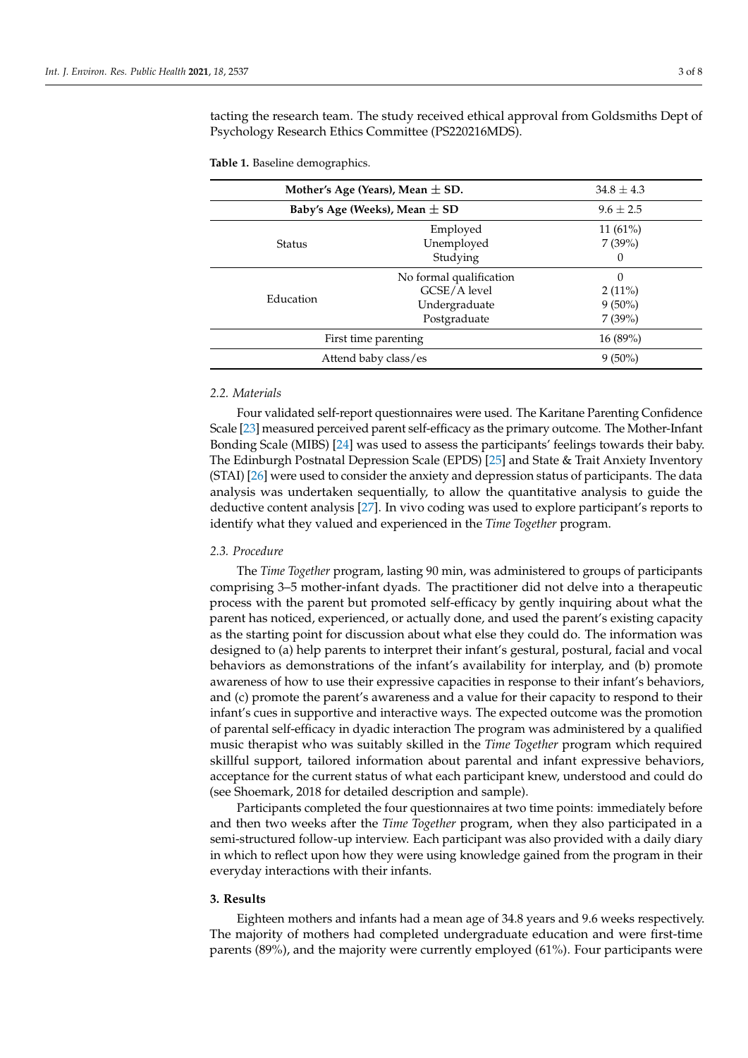tacting the research team. The study received ethical approval from Goldsmiths Dept of Psychology Research Ethics Committee (PS220216MDS).

**Table 1.** Baseline demographics.

| **Mother's Age (Years), Mean ± SD.** | | 34.8 ± 4.3 |
|---|---|---|
| **Baby's Age (Weeks), Mean ± SD** | | 9.6 ± 2.5 |
| Status | Employed | 11 (61%) |
| | Unemployed | 7 (39%) |
| | Studying | 0 |
| Education | No formal qualification | 0 |
| | GCSE/A level | 2 (11%) |
| | Undergraduate | 9 (50%) |
| | Postgraduate | 7 (39%) |
| First time parenting | | 16 (89%) |
| Attend baby class/es | | 9 (50%) |

### 2.2. Materials

Four validated self-report questionnaires were used. The Karitane Parenting Confidence Scale [23] measured perceived parent self-efficacy as the primary outcome. The Mother-Infant Bonding Scale (MIBS) [24] was used to assess the participants' feelings towards their baby. The Edinburgh Postnatal Depression Scale (EPDS) [25] and State & Trait Anxiety Inventory (STAI) [26] were used to consider the anxiety and depression status of participants. The data analysis was undertaken sequentially, to allow the quantitative analysis to guide the deductive content analysis [27]. In vivo coding was used to explore participant's reports to identify what they valued and experienced in the *Time Together* program.

### 2.3. Procedure

The *Time Together* program, lasting 90 min, was administered to groups of participants comprising 3–5 mother-infant dyads. The practitioner did not delve into a therapeutic process with the parent but promoted self-efficacy by gently inquiring about what the parent has noticed, experienced, or actually done, and used the parent's existing capacity as the starting point for discussion about what else they could do. The information was designed to (a) help parents to interpret their infant's gestural, postural, facial and vocal behaviors as demonstrations of the infant's availability for interplay, and (b) promote awareness of how to use their expressive capacities in response to their infant's behaviors, and (c) promote the parent's awareness and a value for their capacity to respond to their infant's cues in supportive and interactive ways. The expected outcome was the promotion of parental self-efficacy in dyadic interaction The program was administered by a qualified music therapist who was suitably skilled in the *Time Together* program which required skillful support, tailored information about parental and infant expressive behaviors, acceptance for the current status of what each participant knew, understood and could do (see Shoemark, 2018 for detailed description and sample).

Participants completed the four questionnaires at two time points: immediately before and then two weeks after the *Time Together* program, when they also participated in a semi-structured follow-up interview. Each participant was also provided with a daily diary in which to reflect upon how they were using knowledge gained from the program in their everyday interactions with their infants.

## 3. Results

Eighteen mothers and infants had a mean age of 34.8 years and 9.6 weeks respectively. The majority of mothers had completed undergraduate education and were first-time parents (89%), and the majority were currently employed (61%). Four participants were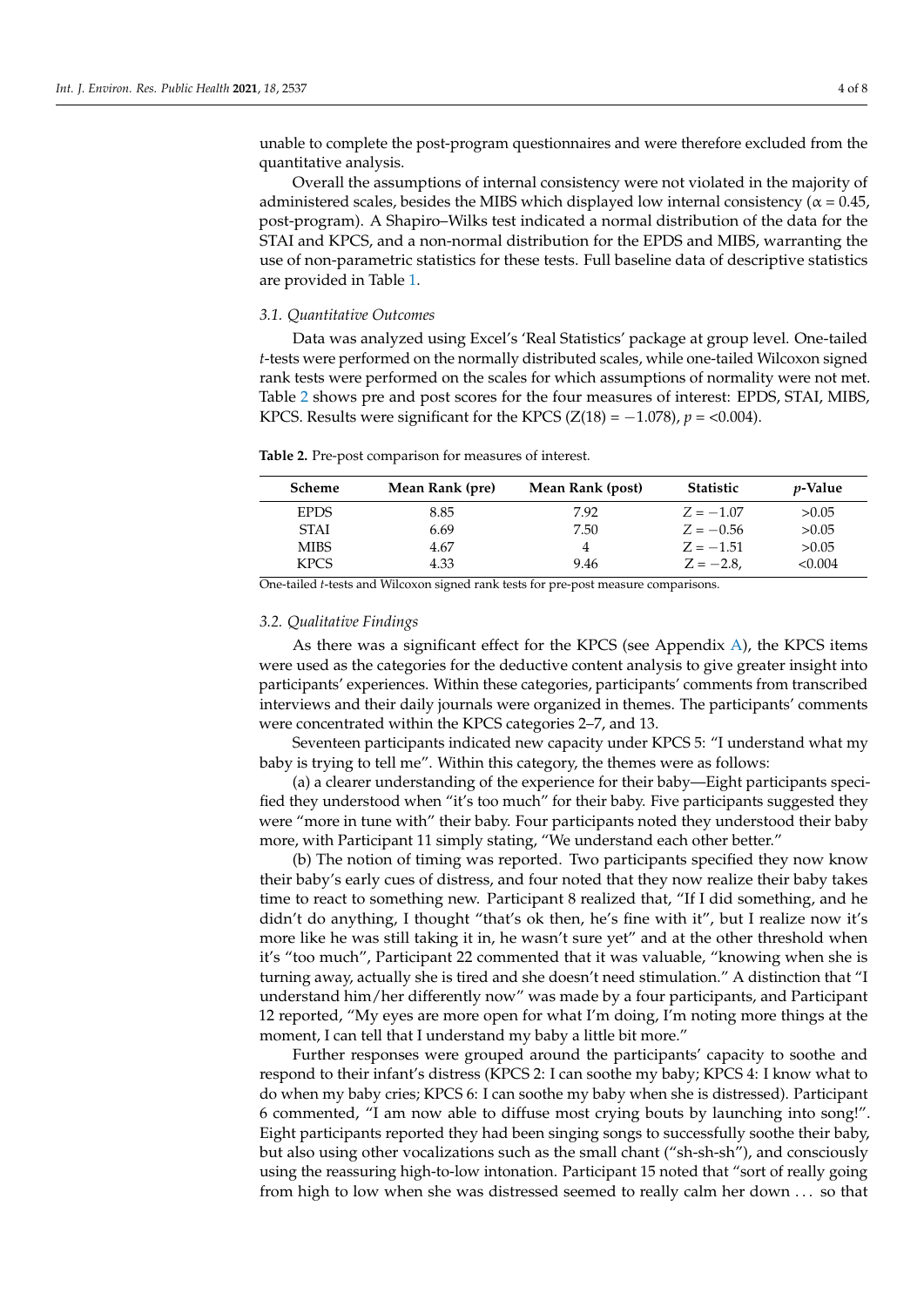unable to complete the post-program questionnaires and were therefore excluded from the quantitative analysis.

Overall the assumptions of internal consistency were not violated in the majority of administered scales, besides the MIBS which displayed low internal consistency ($\alpha = 0.45$, post-program). A Shapiro–Wilks test indicated a normal distribution of the data for the STAI and KPCS, and a non-normal distribution for the EPDS and MIBS, warranting the use of non-parametric statistics for these tests. Full baseline data of descriptive statistics are provided in Table 1.

### *3.1. Quantitative Outcomes*

Data was analyzed using Excel's 'Real Statistics' package at group level. One-tailed *t*-tests were performed on the normally distributed scales, while one-tailed Wilcoxon signed rank tests were performed on the scales for which assumptions of normality were not met. Table 2 shows pre and post scores for the four measures of interest: EPDS, STAI, MIBS, KPCS. Results were significant for the KPCS ($Z(18) = -1.078$), $p = <0.004$).

**Table 2.** Pre-post comparison for measures of interest.

| Scheme | Mean Rank (pre) | Mean Rank (post) | Statistic | *p*-Value |
|---|---|---|---|---|
| EPDS | 8.85 | 7.92 | $Z = -1.07$ | >0.05 |
| STAI | 6.69 | 7.50 | $Z = -0.56$ | >0.05 |
| MIBS | 4.67 | 4 | $Z = -1.51$ | >0.05 |
| KPCS | 4.33 | 9.46 | $Z = -2.8$, | <0.004 |

One-tailed *t*-tests and Wilcoxon signed rank tests for pre-post measure comparisons.

### *3.2. Qualitative Findings*

As there was a significant effect for the KPCS (see Appendix A), the KPCS items were used as the categories for the deductive content analysis to give greater insight into participants' experiences. Within these categories, participants' comments from transcribed interviews and their daily journals were organized in themes. The participants' comments were concentrated within the KPCS categories 2–7, and 13.

Seventeen participants indicated new capacity under KPCS 5: "I understand what my baby is trying to tell me". Within this category, the themes were as follows:

(a) a clearer understanding of the experience for their baby—Eight participants specified they understood when "it's too much" for their baby. Five participants suggested they were "more in tune with" their baby. Four participants noted they understood their baby more, with Participant 11 simply stating, "We understand each other better."

(b) The notion of timing was reported. Two participants specified they now know their baby's early cues of distress, and four noted that they now realize their baby takes time to react to something new. Participant 8 realized that, "If I did something, and he didn't do anything, I thought "that's ok then, he's fine with it", but I realize now it's more like he was still taking it in, he wasn't sure yet" and at the other threshold when it's "too much", Participant 22 commented that it was valuable, "knowing when she is turning away, actually she is tired and she doesn't need stimulation." A distinction that "I understand him/her differently now" was made by a four participants, and Participant 12 reported, "My eyes are more open for what I'm doing, I'm noting more things at the moment, I can tell that I understand my baby a little bit more."

Further responses were grouped around the participants' capacity to soothe and respond to their infant's distress (KPCS 2: I can soothe my baby; KPCS 4: I know what to do when my baby cries; KPCS 6: I can soothe my baby when she is distressed). Participant 6 commented, "I am now able to diffuse most crying bouts by launching into song!". Eight participants reported they had been singing songs to successfully soothe their baby, but also using other vocalizations such as the small chant ("sh-sh-sh"), and consciously using the reassuring high-to-low intonation. Participant 15 noted that "sort of really going from high to low when she was distressed seemed to really calm her down . . . so that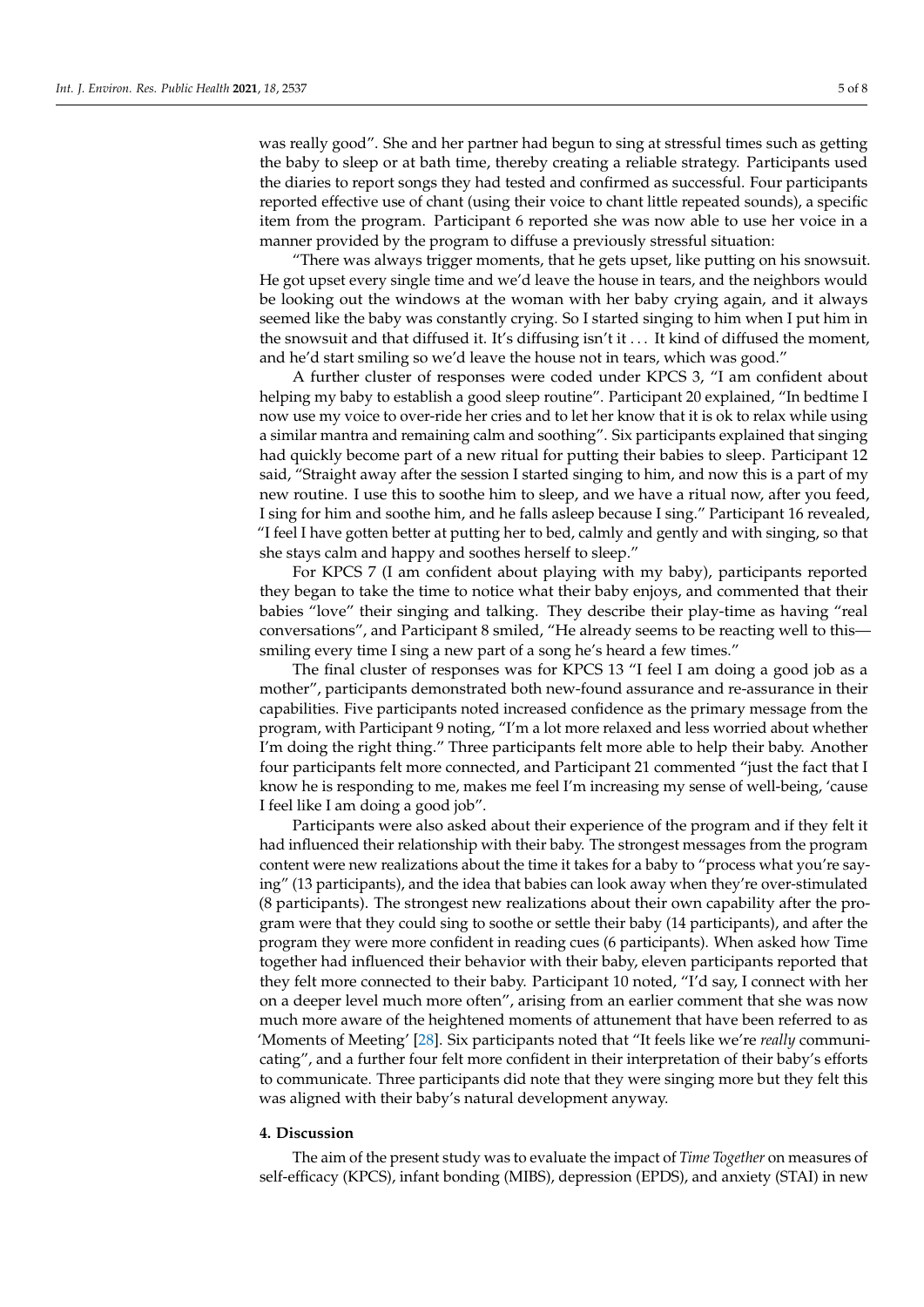was really good". She and her partner had begun to sing at stressful times such as getting the baby to sleep or at bath time, thereby creating a reliable strategy. Participants used the diaries to report songs they had tested and confirmed as successful. Four participants reported effective use of chant (using their voice to chant little repeated sounds), a specific item from the program. Participant 6 reported she was now able to use her voice in a manner provided by the program to diffuse a previously stressful situation:

"There was always trigger moments, that he gets upset, like putting on his snowsuit. He got upset every single time and we'd leave the house in tears, and the neighbors would be looking out the windows at the woman with her baby crying again, and it always seemed like the baby was constantly crying. So I started singing to him when I put him in the snowsuit and that diffused it. It's diffusing isn't it ... It kind of diffused the moment, and he'd start smiling so we'd leave the house not in tears, which was good."

A further cluster of responses were coded under KPCS 3, "I am confident about helping my baby to establish a good sleep routine". Participant 20 explained, "In bedtime I now use my voice to over-ride her cries and to let her know that it is ok to relax while using a similar mantra and remaining calm and soothing". Six participants explained that singing had quickly become part of a new ritual for putting their babies to sleep. Participant 12 said, "Straight away after the session I started singing to him, and now this is a part of my new routine. I use this to soothe him to sleep, and we have a ritual now, after you feed, I sing for him and soothe him, and he falls asleep because I sing." Participant 16 revealed, "I feel I have gotten better at putting her to bed, calmly and gently and with singing, so that she stays calm and happy and soothes herself to sleep."

For KPCS 7 (I am confident about playing with my baby), participants reported they began to take the time to notice what their baby enjoys, and commented that their babies "love" their singing and talking. They describe their play-time as having "real conversations", and Participant 8 smiled, "He already seems to be reacting well to this—smiling every time I sing a new part of a song he's heard a few times."

The final cluster of responses was for KPCS 13 "I feel I am doing a good job as a mother", participants demonstrated both new-found assurance and re-assurance in their capabilities. Five participants noted increased confidence as the primary message from the program, with Participant 9 noting, "I'm a lot more relaxed and less worried about whether I'm doing the right thing." Three participants felt more able to help their baby. Another four participants felt more connected, and Participant 21 commented "just the fact that I know he is responding to me, makes me feel I'm increasing my sense of well-being, 'cause I feel like I am doing a good job".

Participants were also asked about their experience of the program and if they felt it had influenced their relationship with their baby. The strongest messages from the program content were new realizations about the time it takes for a baby to "process what you're saying" (13 participants), and the idea that babies can look away when they're over-stimulated (8 participants). The strongest new realizations about their own capability after the program were that they could sing to soothe or settle their baby (14 participants), and after the program they were more confident in reading cues (6 participants). When asked how Time together had influenced their behavior with their baby, eleven participants reported that they felt more connected to their baby. Participant 10 noted, "I'd say, I connect with her on a deeper level much more often", arising from an earlier comment that she was now much more aware of the heightened moments of attunement that have been referred to as 'Moments of Meeting' [28]. Six participants noted that "It feels like we're *really* communicating", and a further four felt more confident in their interpretation of their baby's efforts to communicate. Three participants did note that they were singing more but they felt this was aligned with their baby's natural development anyway.

## 4. Discussion

The aim of the present study was to evaluate the impact of *Time Together* on measures of self-efficacy (KPCS), infant bonding (MIBS), depression (EPDS), and anxiety (STAI) in new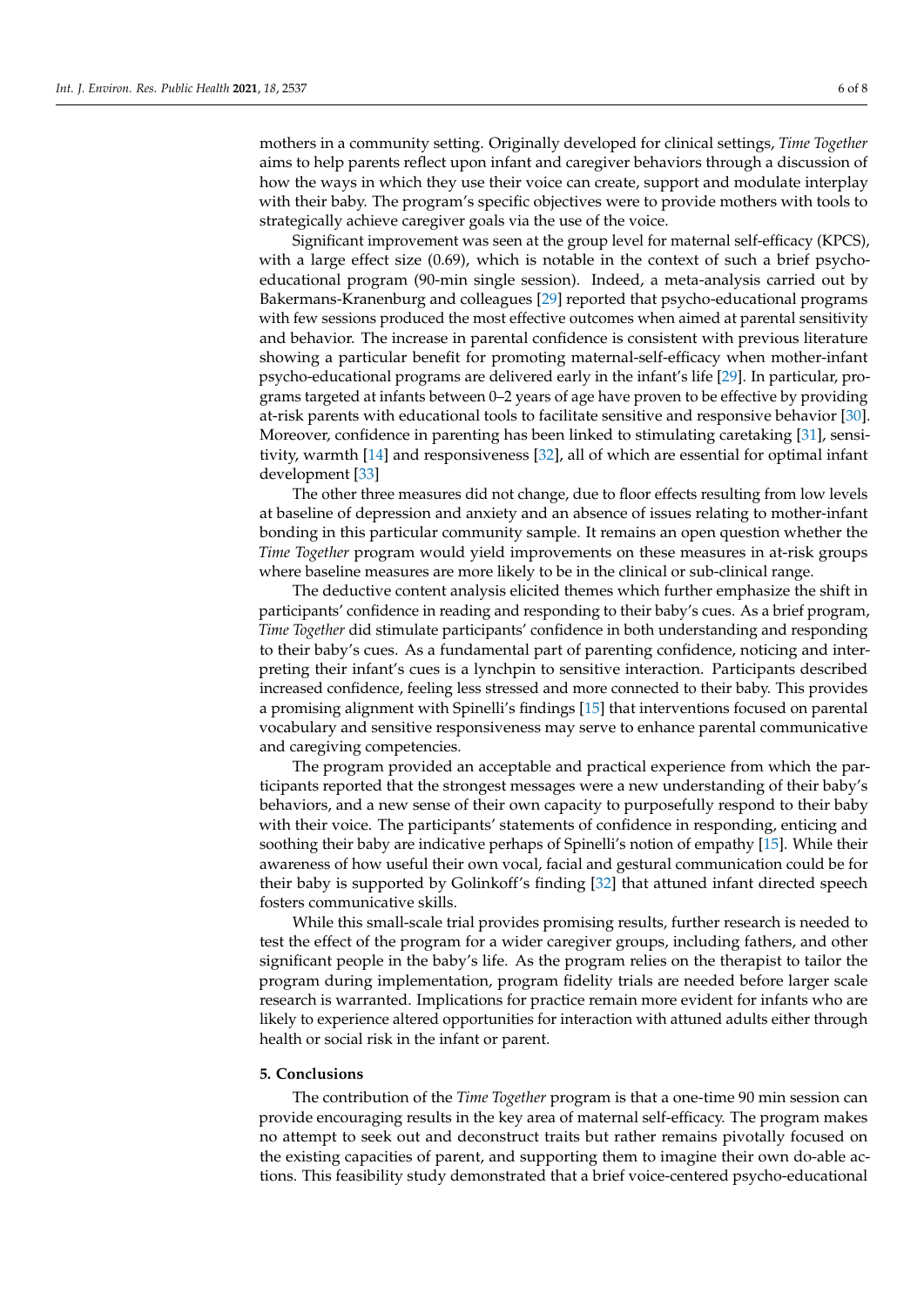mothers in a community setting. Originally developed for clinical settings, *Time Together* aims to help parents reflect upon infant and caregiver behaviors through a discussion of how the ways in which they use their voice can create, support and modulate interplay with their baby. The program's specific objectives were to provide mothers with tools to strategically achieve caregiver goals via the use of the voice.

Significant improvement was seen at the group level for maternal self-efficacy (KPCS), with a large effect size (0.69), which is notable in the context of such a brief psycho-educational program (90-min single session). Indeed, a meta-analysis carried out by Bakermans-Kranenburg and colleagues [29] reported that psycho-educational programs with few sessions produced the most effective outcomes when aimed at parental sensitivity and behavior. The increase in parental confidence is consistent with previous literature showing a particular benefit for promoting maternal-self-efficacy when mother-infant psycho-educational programs are delivered early in the infant's life [29]. In particular, programs targeted at infants between 0–2 years of age have proven to be effective by providing at-risk parents with educational tools to facilitate sensitive and responsive behavior [30]. Moreover, confidence in parenting has been linked to stimulating caretaking [31], sensitivity, warmth [14] and responsiveness [32], all of which are essential for optimal infant development [33]

The other three measures did not change, due to floor effects resulting from low levels at baseline of depression and anxiety and an absence of issues relating to mother-infant bonding in this particular community sample. It remains an open question whether the *Time Together* program would yield improvements on these measures in at-risk groups where baseline measures are more likely to be in the clinical or sub-clinical range.

The deductive content analysis elicited themes which further emphasize the shift in participants' confidence in reading and responding to their baby's cues. As a brief program, *Time Together* did stimulate participants' confidence in both understanding and responding to their baby's cues. As a fundamental part of parenting confidence, noticing and interpreting their infant's cues is a lynchpin to sensitive interaction. Participants described increased confidence, feeling less stressed and more connected to their baby. This provides a promising alignment with Spinelli's findings [15] that interventions focused on parental vocabulary and sensitive responsiveness may serve to enhance parental communicative and caregiving competencies.

The program provided an acceptable and practical experience from which the participants reported that the strongest messages were a new understanding of their baby's behaviors, and a new sense of their own capacity to purposefully respond to their baby with their voice. The participants' statements of confidence in responding, enticing and soothing their baby are indicative perhaps of Spinelli's notion of empathy [15]. While their awareness of how useful their own vocal, facial and gestural communication could be for their baby is supported by Golinkoff's finding [32] that attuned infant directed speech fosters communicative skills.

While this small-scale trial provides promising results, further research is needed to test the effect of the program for a wider caregiver groups, including fathers, and other significant people in the baby's life. As the program relies on the therapist to tailor the program during implementation, program fidelity trials are needed before larger scale research is warranted. Implications for practice remain more evident for infants who are likely to experience altered opportunities for interaction with attuned adults either through health or social risk in the infant or parent.

## 5. Conclusions

The contribution of the *Time Together* program is that a one-time 90 min session can provide encouraging results in the key area of maternal self-efficacy. The program makes no attempt to seek out and deconstruct traits but rather remains pivotally focused on the existing capacities of parent, and supporting them to imagine their own do-able actions. This feasibility study demonstrated that a brief voice-centered psycho-educational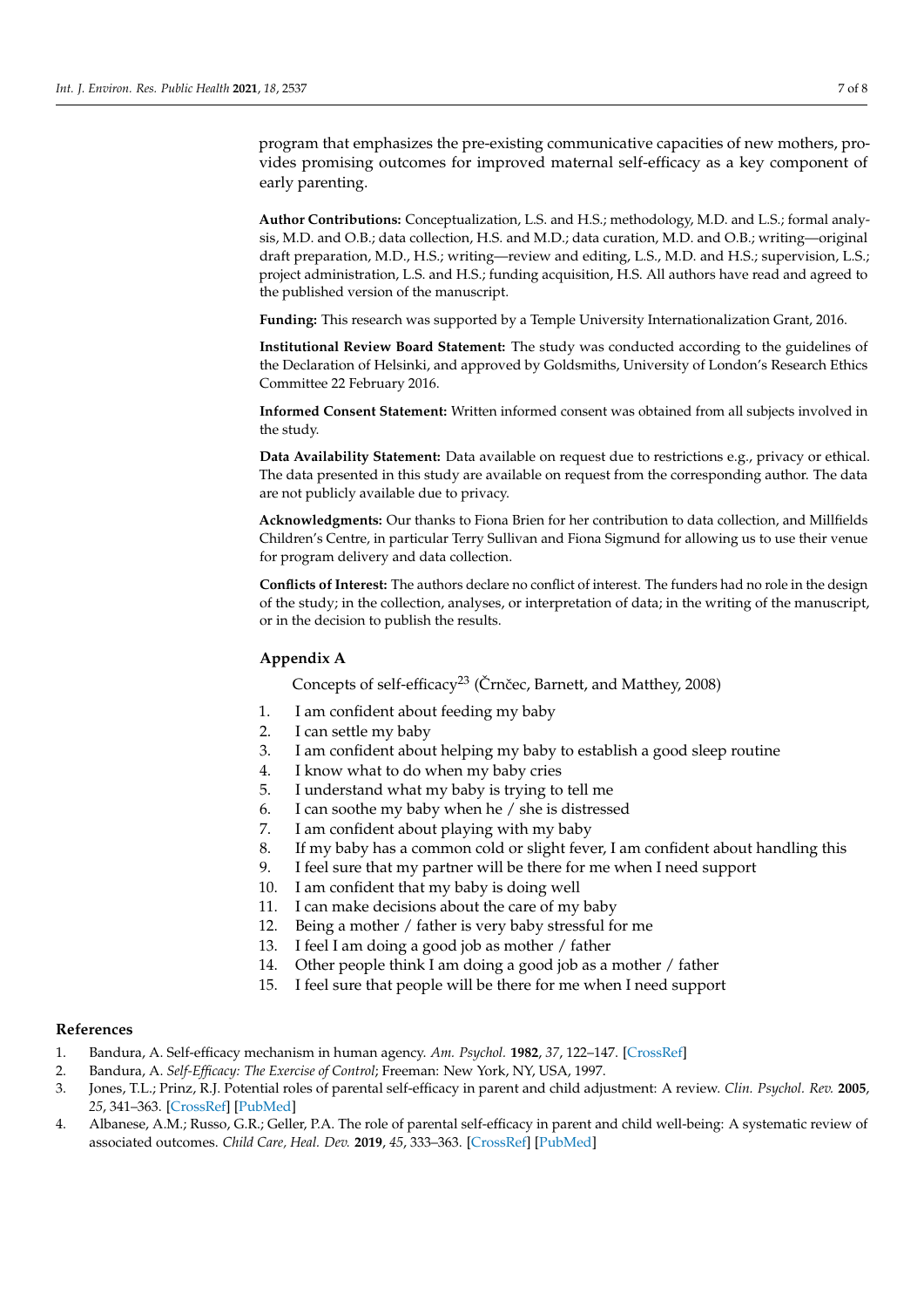program that emphasizes the pre-existing communicative capacities of new mothers, provides promising outcomes for improved maternal self-efficacy as a key component of early parenting.

**Author Contributions:** Conceptualization, L.S. and H.S.; methodology, M.D. and L.S.; formal analysis, M.D. and O.B.; data collection, H.S. and M.D.; data curation, M.D. and O.B.; writing—original draft preparation, M.D., H.S.; writing—review and editing, L.S., M.D. and H.S.; supervision, L.S.; project administration, L.S. and H.S.; funding acquisition, H.S. All authors have read and agreed to the published version of the manuscript.

**Funding:** This research was supported by a Temple University Internationalization Grant, 2016.

**Institutional Review Board Statement:** The study was conducted according to the guidelines of the Declaration of Helsinki, and approved by Goldsmiths, University of London's Research Ethics Committee 22 February 2016.

**Informed Consent Statement:** Written informed consent was obtained from all subjects involved in the study.

**Data Availability Statement:** Data available on request due to restrictions e.g., privacy or ethical. The data presented in this study are available on request from the corresponding author. The data are not publicly available due to privacy.

**Acknowledgments:** Our thanks to Fiona Brien for her contribution to data collection, and Millfields Children's Centre, in particular Terry Sullivan and Fiona Sigmund for allowing us to use their venue for program delivery and data collection.

**Conflicts of Interest:** The authors declare no conflict of interest. The funders had no role in the design of the study; in the collection, analyses, or interpretation of data; in the writing of the manuscript, or in the decision to publish the results.

## Appendix A

Concepts of self-efficacy[23] (Črnčec, Barnett, and Matthey, 2008)

1. I am confident about feeding my baby
2. I can settle my baby
3. I am confident about helping my baby to establish a good sleep routine
4. I know what to do when my baby cries
5. I understand what my baby is trying to tell me
6. I can soothe my baby when he / she is distressed
7. I am confident about playing with my baby
8. If my baby has a common cold or slight fever, I am confident about handling this
9. I feel sure that my partner will be there for me when I need support
10. I am confident that my baby is doing well
11. I can make decisions about the care of my baby
12. Being a mother / father is very baby stressful for me
13. I feel I am doing a good job as mother / father
14. Other people think I am doing a good job as a mother / father
15. I feel sure that people will be there for me when I need support

## References

1. Bandura, A. Self-efficacy mechanism in human agency. *Am. Psychol.* **1982**, *37*, 122–147. [CrossRef]
2. Bandura, A. *Self-Efficacy: The Exercise of Control*; Freeman: New York, NY, USA, 1997.
3. Jones, T.L.; Prinz, R.J. Potential roles of parental self-efficacy in parent and child adjustment: A review. *Clin. Psychol. Rev.* **2005**, *25*, 341–363. [CrossRef] [PubMed]
4. Albanese, A.M.; Russo, G.R.; Geller, P.A. The role of parental self-efficacy in parent and child well-being: A systematic review of associated outcomes. *Child Care, Heal. Dev.* **2019**, *45*, 333–363. [CrossRef] [PubMed]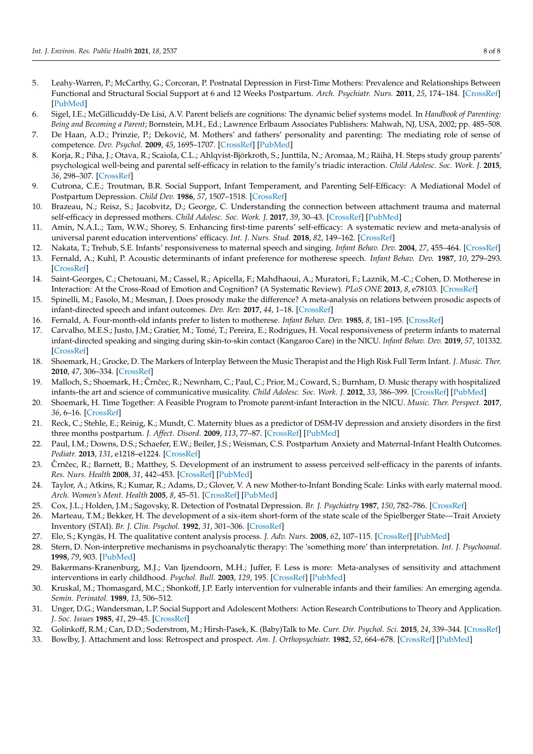5. Leahy-Warren, P.; McCarthy, G.; Corcoran, P. Postnatal Depression in First-Time Mothers: Prevalence and Relationships Between Functional and Structural Social Support at 6 and 12 Weeks Postpartum. *Arch. Psychiatr. Nurs.* **2011**, *25*, 174–184. [CrossRef] [PubMed]
6. Sigel, I.E.; McGillicuddy-De Lisi, A.V. Parent beliefs are cognitions: The dynamic belief systems model. In *Handbook of Parenting: Being and Becoming a Parent*; Bornstein, M.H., Ed.; Lawrence Erlbaum Associates Publishers: Mahwah, NJ, USA, 2002; pp. 485–508.
7. De Haan, A.D.; Prinzie, P.; Deković, M. Mothers' and fathers' personality and parenting: The mediating role of sense of competence. *Dev. Psychol.* **2009**, *45*, 1695–1707. [CrossRef] [PubMed]
8. Korja, R.; Piha, J.; Otava, R.; Scaiola, C.L.; Ahlqvist-Björkroth, S.; Junttila, N.; Aromaa, M.; Räihä, H. Steps study group parents' psychological well-being and parental self-efficacy in relation to the family's triadic interaction. *Child Adolesc. Soc. Work. J.* **2015**, *36*, 298–307. [CrossRef]
9. Cutrona, C.E.; Troutman, B.R. Social Support, Infant Temperament, and Parenting Self-Efficacy: A Mediational Model of Postpartum Depression. *Child Dev.* **1986**, *57*, 1507–1518. [CrossRef]
10. Brazeau, N.; Reisz, S.; Jacobvitz, D.; George, C. Understanding the connection between attachment trauma and maternal self-efficacy in depressed mothers. *Child Adolesc. Soc. Work. J.* **2017**, *39*, 30–43. [CrossRef] [PubMed]
11. Amin, N.A.L.; Tam, W.W.; Shorey, S. Enhancing first-time parents' self-efficacy: A systematic review and meta-analysis of universal parent education interventions' efficacy. *Int. J. Nurs. Stud.* **2018**, *82*, 149–162. [CrossRef]
12. Nakata, T.; Trehub, S.E. Infants' responsiveness to maternal speech and singing. *Infant Behav. Dev.* **2004**, *27*, 455–464. [CrossRef]
13. Fernald, A.; Kuhl, P. Acoustic determinants of infant preference for motherese speech. *Infant Behav. Dev.* **1987**, *10*, 279–293. [CrossRef]
14. Saint-Georges, C.; Chetouani, M.; Cassel, R.; Apicella, F.; Mahdhaoui, A.; Muratori, F.; Laznik, M.-C.; Cohen, D. Motherese in Interaction: At the Cross-Road of Emotion and Cognition? (A Systematic Review). *PLoS ONE* **2013**, *8*, e78103. [CrossRef]
15. Spinelli, M.; Fasolo, M.; Mesman, J. Does prosody make the difference? A meta-analysis on relations between prosodic aspects of infant-directed speech and infant outcomes. *Dev. Rev.* **2017**, *44*, 1–18. [CrossRef]
16. Fernald, A. Four-month-old infants prefer to listen to motherese. *Infant Behav. Dev.* **1985**, *8*, 181–195. [CrossRef]
17. Carvalho, M.E.S.; Justo, J.M.; Gratier, M.; Tomé, T.; Pereira, E.; Rodrigues, H. Vocal responsiveness of preterm infants to maternal infant-directed speaking and singing during skin-to-skin contact (Kangaroo Care) in the NICU. *Infant Behav. Dev.* **2019**, *57*, 101332. [CrossRef]
18. Shoemark, H.; Grocke, D. The Markers of Interplay Between the Music Therapist and the High Risk Full Term Infant. *J. Music. Ther.* **2010**, *47*, 306–334. [CrossRef]
19. Malloch, S.; Shoemark, H.; Črnčec, R.; Newnham, C.; Paul, C.; Prior, M.; Coward, S.; Burnham, D. Music therapy with hospitalized infants-the art and science of communicative musicality. *Child Adolesc. Soc. Work. J.* **2012**, *33*, 386–399. [CrossRef] [PubMed]
20. Shoemark, H. Time Together: A Feasible Program to Promote parent-infant Interaction in the NICU. *Music. Ther. Perspect.* **2017**, *36*, 6–16. [CrossRef]
21. Reck, C.; Stehle, E.; Reinig, K.; Mundt, C. Maternity blues as a predictor of DSM-IV depression and anxiety disorders in the first three months postpartum. *J. Affect. Disord.* **2009**, *113*, 77–87. [CrossRef] [PubMed]
22. Paul, I.M.; Downs, D.S.; Schaefer, E.W.; Beiler, J.S.; Weisman, C.S. Postpartum Anxiety and Maternal-Infant Health Outcomes. *Pediatr.* **2013**, *131*, e1218–e1224. [CrossRef]
23. Črnčec, R.; Barnett, B.; Matthey, S. Development of an instrument to assess perceived self-efficacy in the parents of infants. *Res. Nurs. Health* **2008**, *31*, 442–453. [CrossRef] [PubMed]
24. Taylor, A.; Atkins, R.; Kumar, R.; Adams, D.; Glover, V. A new Mother-to-Infant Bonding Scale: Links with early maternal mood. *Arch. Women's Ment. Health* **2005**, *8*, 45–51. [CrossRef] [PubMed]
25. Cox, J.L.; Holden, J.M.; Sagovsky, R. Detection of Postnatal Depression. *Br. J. Psychiatry* **1987**, *150*, 782–786. [CrossRef]
26. Marteau, T.M.; Bekker, H. The development of a six-item short-form of the state scale of the Spielberger State—Trait Anxiety Inventory (STAI). *Br. J. Clin. Psychol.* **1992**, *31*, 301–306. [CrossRef]
27. Elo, S.; Kyngäs, H. The qualitative content analysis process. *J. Adv. Nurs.* **2008**, *62*, 107–115. [CrossRef] [PubMed]
28. Stern, D. Non-interpretive mechanisms in psychoanalytic therapy: The 'something more' than interpretation. *Int. J. Psychoanal.* **1998**, *79*, 903. [PubMed]
29. Bakermans-Kranenburg, M.J.; Van Ijzendoorn, M.H.; Juffer, F. Less is more: Meta-analyses of sensitivity and attachment interventions in early childhood. *Psychol. Bull.* **2003**, *129*, 195. [CrossRef] [PubMed]
30. Kruskal, M.; Thomasgard, M.C.; Shonkoff, J.P. Early intervention for vulnerable infants and their families: An emerging agenda. *Semin. Perinatol.* **1989**, *13*, 506–512.
31. Unger, D.G.; Wandersman, L.P. Social Support and Adolescent Mothers: Action Research Contributions to Theory and Application. *J. Soc. Issues* **1985**, *41*, 29–45. [CrossRef]
32. Golinkoff, R.M.; Can, D.D.; Soderstrom, M.; Hirsh-Pasek, K. (Baby)Talk to Me. *Curr. Dir. Psychol. Sci.* **2015**, *24*, 339–344. [CrossRef]
33. Bowlby, J. Attachment and loss: Retrospect and prospect. *Am. J. Orthopsychiatr.* **1982**, *52*, 664–678. [CrossRef] [PubMed]